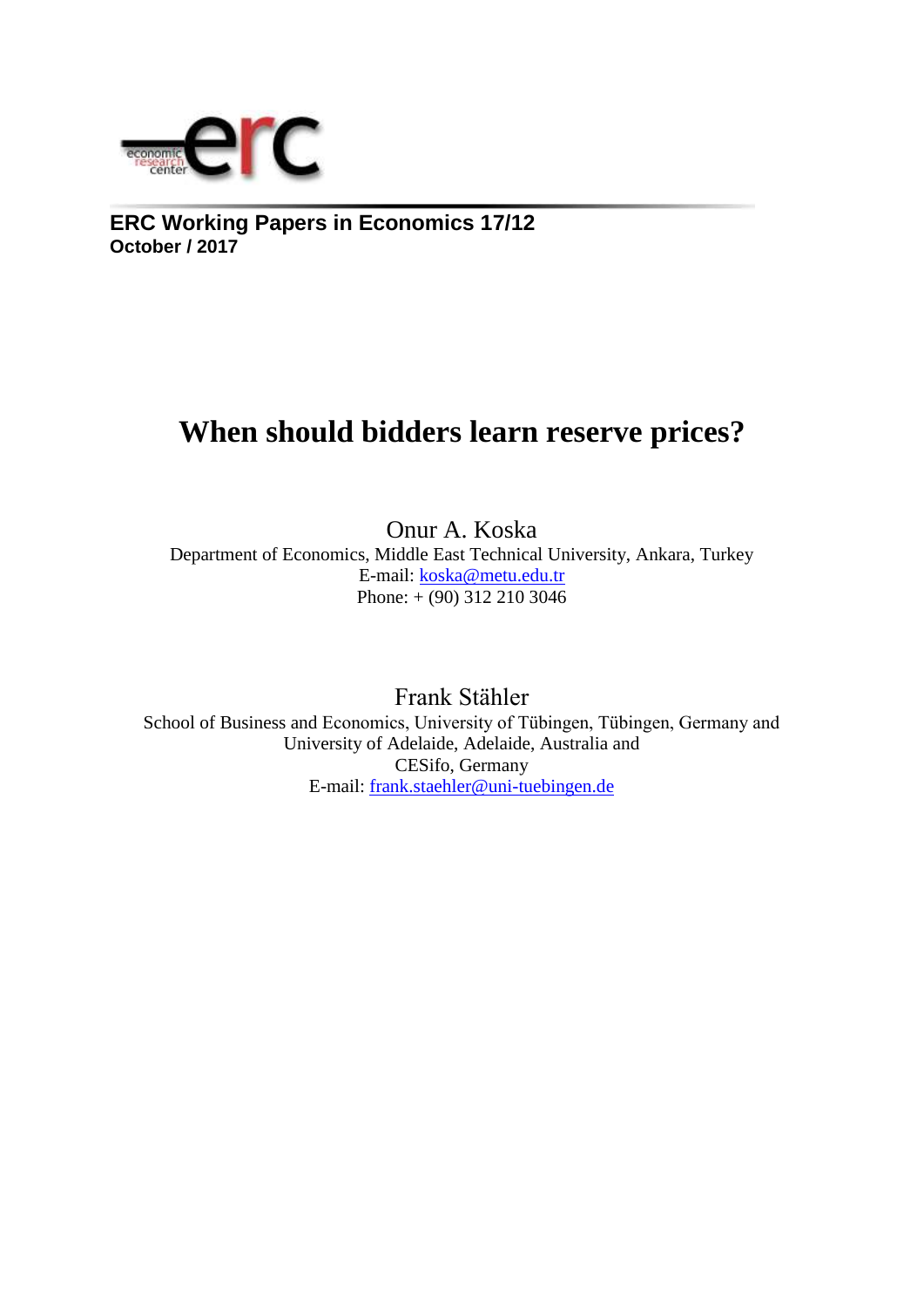**ERC Working Papers in Economics 17/12**
**October / 2017**

# When should bidders learn reserve prices?

Onur A. Koska
Department of Economics, Middle East Technical University, Ankara, Turkey
E-mail: koska@metu.edu.tr
Phone: + (90) 312 210 3046

Frank Stähler
School of Business and Economics, University of Tübingen, Tübingen, Germany and
University of Adelaide, Adelaide, Australia and
CESifo, Germany
E-mail: frank.staehler@uni-tuebingen.de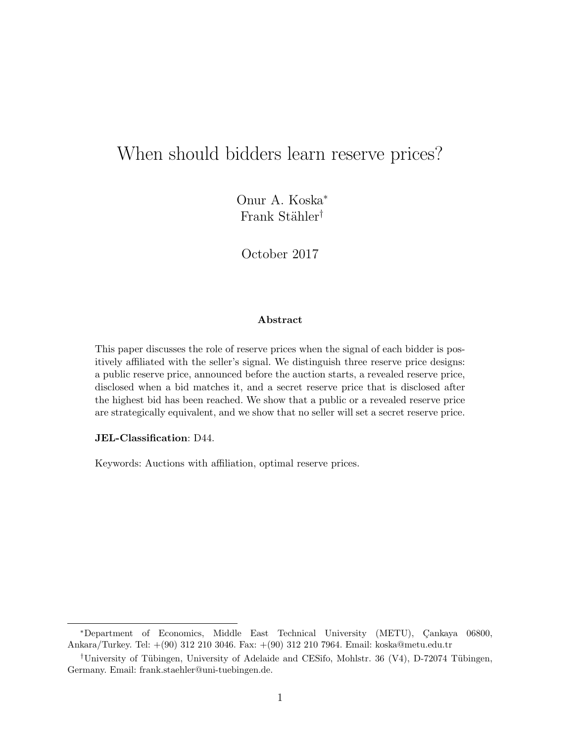# When should bidders learn reserve prices?

Onur A. Koska*
Frank Stähler†

October 2017

**Abstract**

This paper discusses the role of reserve prices when the signal of each bidder is positively affiliated with the seller's signal. We distinguish three reserve price designs: a public reserve price, announced before the auction starts, a revealed reserve price, disclosed when a bid matches it, and a secret reserve price that is disclosed after the highest bid has been reached. We show that a public or a revealed reserve price are strategically equivalent, and we show that no seller will set a secret reserve price.

**JEL-Classification**: D44.

Keywords: Auctions with affiliation, optimal reserve prices.

---

*Department of Economics, Middle East Technical University (METU), Çankaya 06800, Ankara/Turkey. Tel: +(90) 312 210 3046. Fax: +(90) 312 210 7964. Email: koska@metu.edu.tr

†University of Tübingen, University of Adelaide and CESifo, Mohlstr. 36 (V4), D-72074 Tübingen, Germany. Email: frank.staehler@uni-tuebingen.de.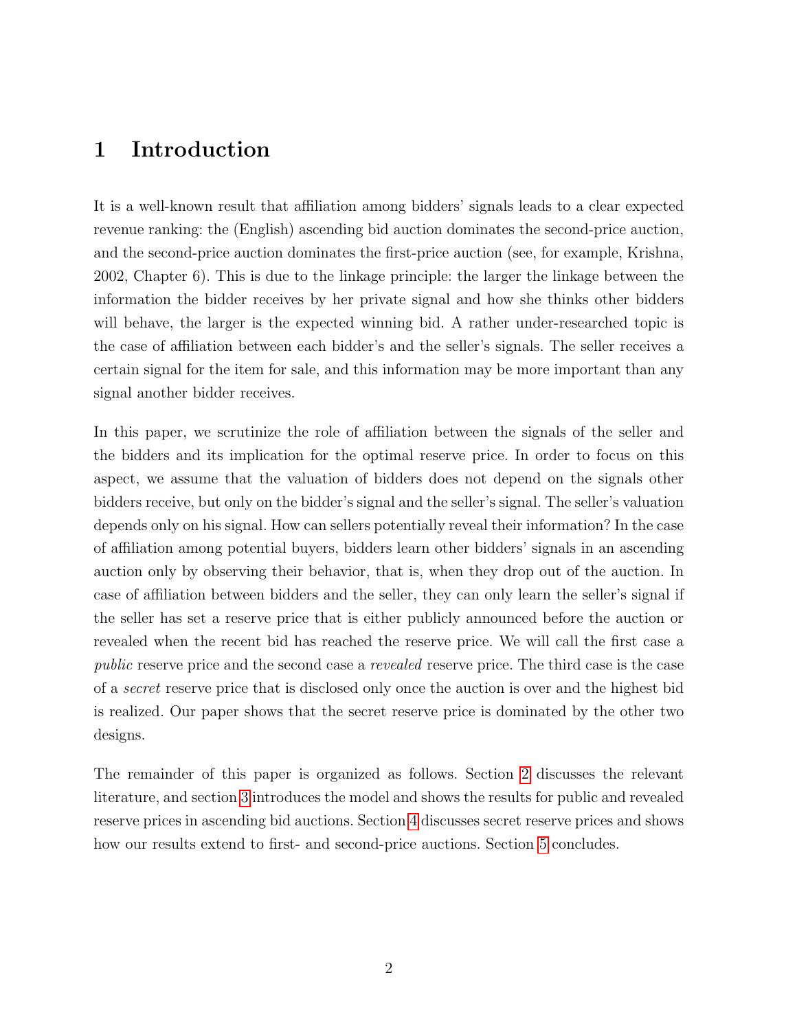# 1 Introduction

It is a well-known result that affiliation among bidders' signals leads to a clear expected revenue ranking: the (English) ascending bid auction dominates the second-price auction, and the second-price auction dominates the first-price auction (see, for example, Krishna, 2002, Chapter 6). This is due to the linkage principle: the larger the linkage between the information the bidder receives by her private signal and how she thinks other bidders will behave, the larger is the expected winning bid. A rather under-researched topic is the case of affiliation between each bidder's and the seller's signals. The seller receives a certain signal for the item for sale, and this information may be more important than any signal another bidder receives.

In this paper, we scrutinize the role of affiliation between the signals of the seller and the bidders and its implication for the optimal reserve price. In order to focus on this aspect, we assume that the valuation of bidders does not depend on the signals other bidders receive, but only on the bidder's signal and the seller's signal. The seller's valuation depends only on his signal. How can sellers potentially reveal their information? In the case of affiliation among potential buyers, bidders learn other bidders' signals in an ascending auction only by observing their behavior, that is, when they drop out of the auction. In case of affiliation between bidders and the seller, they can only learn the seller's signal if the seller has set a reserve price that is either publicly announced before the auction or revealed when the recent bid has reached the reserve price. We will call the first case a *public* reserve price and the second case a *revealed* reserve price. The third case is the case of a *secret* reserve price that is disclosed only once the auction is over and the highest bid is realized. Our paper shows that the secret reserve price is dominated by the other two designs.

The remainder of this paper is organized as follows. Section 2 discusses the relevant literature, and section 3 introduces the model and shows the results for public and revealed reserve prices in ascending bid auctions. Section 4 discusses secret reserve prices and shows how our results extend to first- and second-price auctions. Section 5 concludes.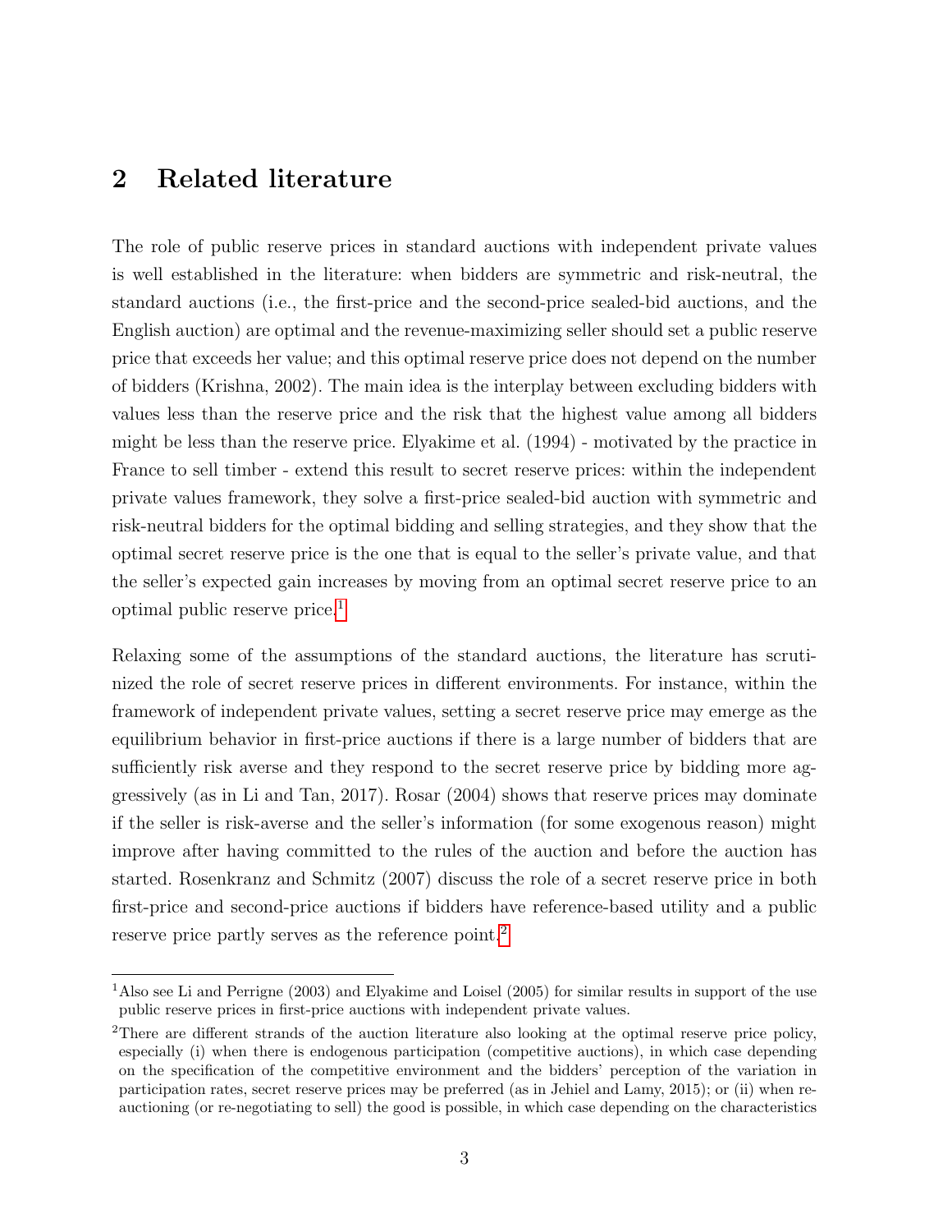## 2 Related literature

The role of public reserve prices in standard auctions with independent private values is well established in the literature: when bidders are symmetric and risk-neutral, the standard auctions (i.e., the first-price and the second-price sealed-bid auctions, and the English auction) are optimal and the revenue-maximizing seller should set a public reserve price that exceeds her value; and this optimal reserve price does not depend on the number of bidders (Krishna, 2002). The main idea is the interplay between excluding bidders with values less than the reserve price and the risk that the highest value among all bidders might be less than the reserve price. Elyakime et al. (1994) - motivated by the practice in France to sell timber - extend this result to secret reserve prices: within the independent private values framework, they solve a first-price sealed-bid auction with symmetric and risk-neutral bidders for the optimal bidding and selling strategies, and they show that the optimal secret reserve price is the one that is equal to the seller's private value, and that the seller's expected gain increases by moving from an optimal secret reserve price to an optimal public reserve price.[1]

Relaxing some of the assumptions of the standard auctions, the literature has scrutinized the role of secret reserve prices in different environments. For instance, within the framework of independent private values, setting a secret reserve price may emerge as the equilibrium behavior in first-price auctions if there is a large number of bidders that are sufficiently risk averse and they respond to the secret reserve price by bidding more aggressively (as in Li and Tan, 2017). Rosar (2004) shows that reserve prices may dominate if the seller is risk-averse and the seller's information (for some exogenous reason) might improve after having committed to the rules of the auction and before the auction has started. Rosenkranz and Schmitz (2007) discuss the role of a secret reserve price in both first-price and second-price auctions if bidders have reference-based utility and a public reserve price partly serves as the reference point.[2]

[1] Also see Li and Perrigne (2003) and Elyakime and Loisel (2005) for similar results in support of the use public reserve prices in first-price auctions with independent private values.

[2] There are different strands of the auction literature also looking at the optimal reserve price policy, especially (i) when there is endogenous participation (competitive auctions), in which case depending on the specification of the competitive environment and the bidders' perception of the variation in participation rates, secret reserve prices may be preferred (as in Jehiel and Lamy, 2015); or (ii) when re-auctioning (or re-negotiating to sell) the good is possible, in which case depending on the characteristics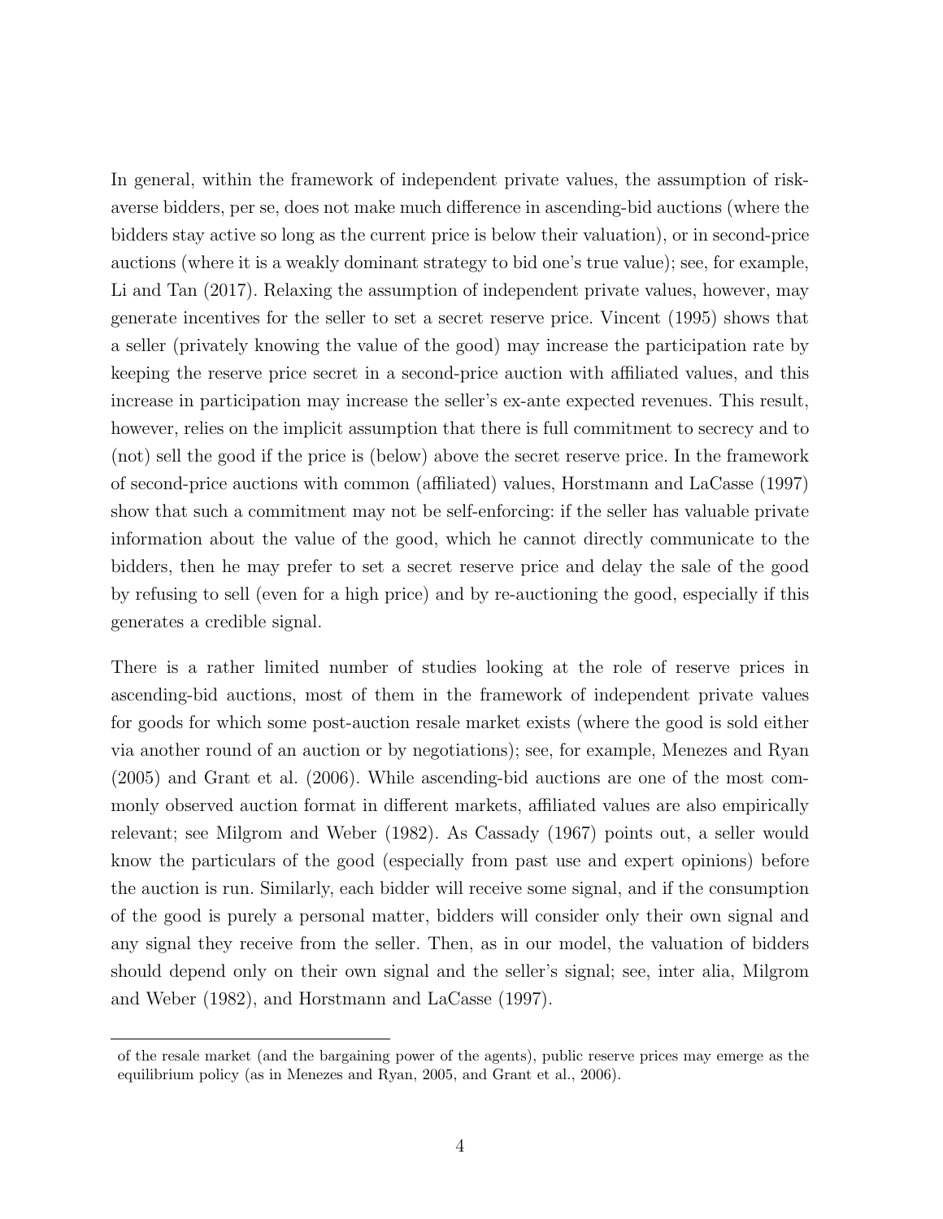In general, within the framework of independent private values, the assumption of risk-averse bidders, per se, does not make much difference in ascending-bid auctions (where the bidders stay active so long as the current price is below their valuation), or in second-price auctions (where it is a weakly dominant strategy to bid one's true value); see, for example, Li and Tan (2017). Relaxing the assumption of independent private values, however, may generate incentives for the seller to set a secret reserve price. Vincent (1995) shows that a seller (privately knowing the value of the good) may increase the participation rate by keeping the reserve price secret in a second-price auction with affiliated values, and this increase in participation may increase the seller's ex-ante expected revenues. This result, however, relies on the implicit assumption that there is full commitment to secrecy and to (not) sell the good if the price is (below) above the secret reserve price. In the framework of second-price auctions with common (affiliated) values, Horstmann and LaCasse (1997) show that such a commitment may not be self-enforcing: if the seller has valuable private information about the value of the good, which he cannot directly communicate to the bidders, then he may prefer to set a secret reserve price and delay the sale of the good by refusing to sell (even for a high price) and by re-auctioning the good, especially if this generates a credible signal.

There is a rather limited number of studies looking at the role of reserve prices in ascending-bid auctions, most of them in the framework of independent private values for goods for which some post-auction resale market exists (where the good is sold either via another round of an auction or by negotiations); see, for example, Menezes and Ryan (2005) and Grant et al. (2006). While ascending-bid auctions are one of the most commonly observed auction format in different markets, affiliated values are also empirically relevant; see Milgrom and Weber (1982). As Cassady (1967) points out, a seller would know the particulars of the good (especially from past use and expert opinions) before the auction is run. Similarly, each bidder will receive some signal, and if the consumption of the good is purely a personal matter, bidders will consider only their own signal and any signal they receive from the seller. Then, as in our model, the valuation of bidders should depend only on their own signal and the seller's signal; see, inter alia, Milgrom and Weber (1982), and Horstmann and LaCasse (1997).

of the resale market (and the bargaining power of the agents), public reserve prices may emerge as the equilibrium policy (as in Menezes and Ryan, 2005, and Grant et al., 2006).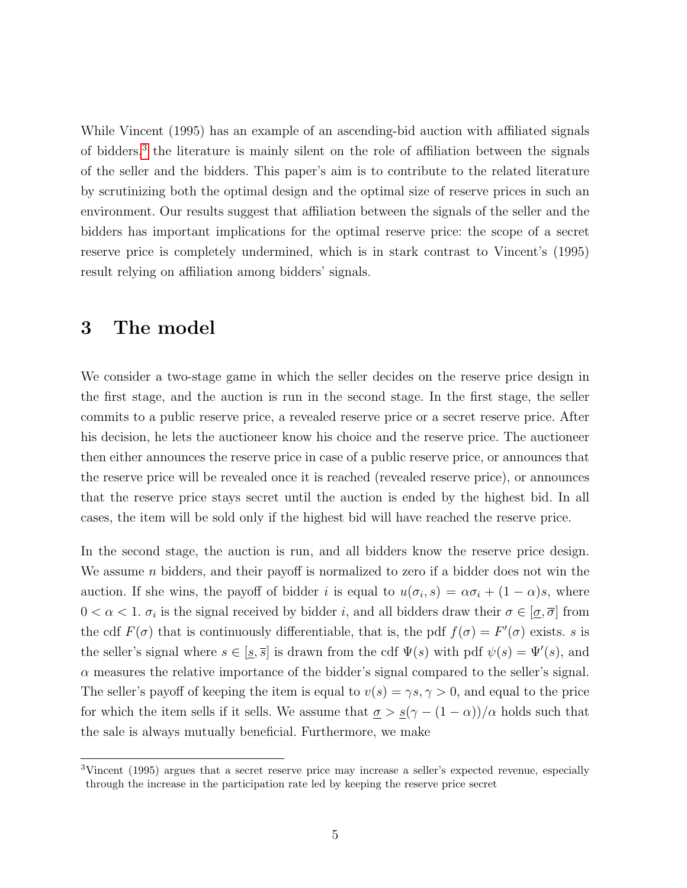While Vincent (1995) has an example of an ascending-bid auction with affiliated signals of bidders,[3] the literature is mainly silent on the role of affiliation between the signals of the seller and the bidders. This paper's aim is to contribute to the related literature by scrutinizing both the optimal design and the optimal size of reserve prices in such an environment. Our results suggest that affiliation between the signals of the seller and the bidders has important implications for the optimal reserve price: the scope of a secret reserve price is completely undermined, which is in stark contrast to Vincent's (1995) result relying on affiliation among bidders' signals.

## 3 The model

We consider a two-stage game in which the seller decides on the reserve price design in the first stage, and the auction is run in the second stage. In the first stage, the seller commits to a public reserve price, a revealed reserve price or a secret reserve price. After his decision, he lets the auctioneer know his choice and the reserve price. The auctioneer then either announces the reserve price in case of a public reserve price, or announces that the reserve price will be revealed once it is reached (revealed reserve price), or announces that the reserve price stays secret until the auction is ended by the highest bid. In all cases, the item will be sold only if the highest bid will have reached the reserve price.

In the second stage, the auction is run, and all bidders know the reserve price design. We assume $n$ bidders, and their payoff is normalized to zero if a bidder does not win the auction. If she wins, the payoff of bidder $i$ is equal to $u(\sigma_i, s) = \alpha\sigma_i + (1-\alpha)s$, where $0 < \alpha < 1$. $\sigma_i$ is the signal received by bidder $i$, and all bidders draw their $\sigma \in [\underline{\sigma}, \overline{\sigma}]$ from the cdf $F(\sigma)$ that is continuously differentiable, that is, the pdf $f(\sigma) = F'(\sigma)$ exists. $s$ is the seller's signal where $s \in [\underline{s}, \overline{s}]$ is drawn from the cdf $\Psi(s)$ with pdf $\psi(s) = \Psi'(s)$, and $\alpha$ measures the relative importance of the bidder's signal compared to the seller's signal. The seller's payoff of keeping the item is equal to $v(s) = \gamma s, \gamma > 0$, and equal to the price for which the item sells if it sells. We assume that $\underline{\sigma} > \underline{s}(\gamma - (1-\alpha))/\alpha$ holds such that the sale is always mutually beneficial. Furthermore, we make

[3] Vincent (1995) argues that a secret reserve price may increase a seller's expected revenue, especially through the increase in the participation rate led by keeping the reserve price secret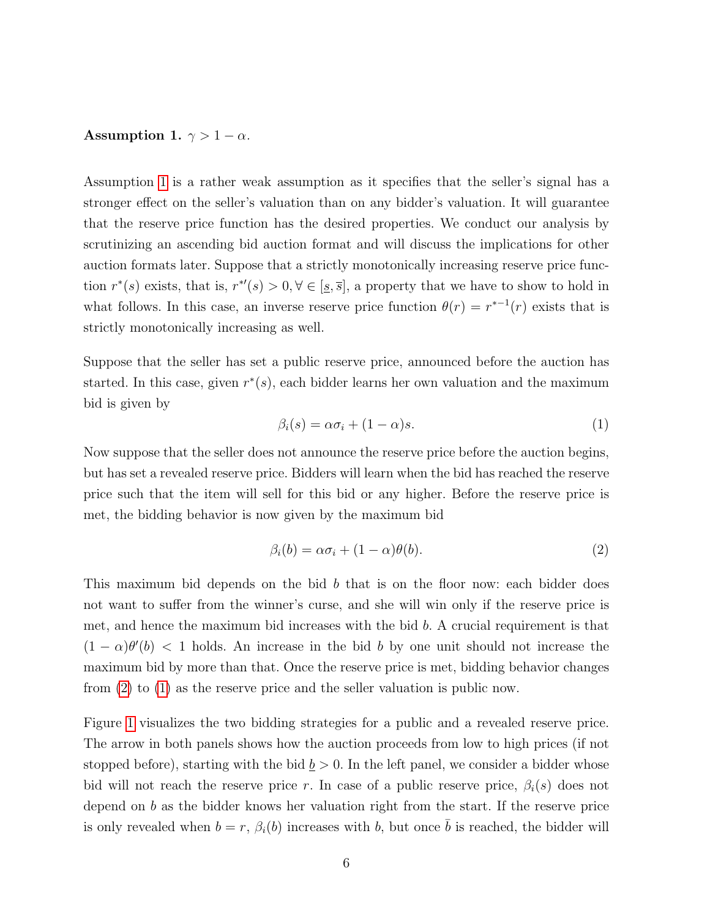**Assumption 1.** $\gamma > 1 - \alpha$.

Assumption 1 is a rather weak assumption as it specifies that the seller's signal has a stronger effect on the seller's valuation than on any bidder's valuation. It will guarantee that the reserve price function has the desired properties. We conduct our analysis by scrutinizing an ascending bid auction format and will discuss the implications for other auction formats later. Suppose that a strictly monotonically increasing reserve price function $r^*(s)$ exists, that is, $r^{*\prime}(s) > 0, \forall \in [\underline{s}, \overline{s}]$, a property that we have to show to hold in what follows. In this case, an inverse reserve price function $\theta(r) = r^{*-1}(r)$ exists that is strictly monotonically increasing as well.

Suppose that the seller has set a public reserve price, announced before the auction has started. In this case, given $r^*(s)$, each bidder learns her own valuation and the maximum bid is given by

$$\beta_i(s) = \alpha\sigma_i + (1 - \alpha)s. \tag{1}$$

Now suppose that the seller does not announce the reserve price before the auction begins, but has set a revealed reserve price. Bidders will learn when the bid has reached the reserve price such that the item will sell for this bid or any higher. Before the reserve price is met, the bidding behavior is now given by the maximum bid

$$\beta_i(b) = \alpha\sigma_i + (1 - \alpha)\theta(b). \tag{2}$$

This maximum bid depends on the bid $b$ that is on the floor now: each bidder does not want to suffer from the winner's curse, and she will win only if the reserve price is met, and hence the maximum bid increases with the bid $b$. A crucial requirement is that $(1 - \alpha)\theta'(b) < 1$ holds. An increase in the bid $b$ by one unit should not increase the maximum bid by more than that. Once the reserve price is met, bidding behavior changes from (2) to (1) as the reserve price and the seller valuation is public now.

Figure 1 visualizes the two bidding strategies for a public and a revealed reserve price. The arrow in both panels shows how the auction proceeds from low to high prices (if not stopped before), starting with the bid $\underline{b} > 0$. In the left panel, we consider a bidder whose bid will not reach the reserve price $r$. In case of a public reserve price, $\beta_i(s)$ does not depend on $b$ as the bidder knows her valuation right from the start. If the reserve price is only revealed when $b = r$, $\beta_i(b)$ increases with $b$, but once $\bar{b}$ is reached, the bidder will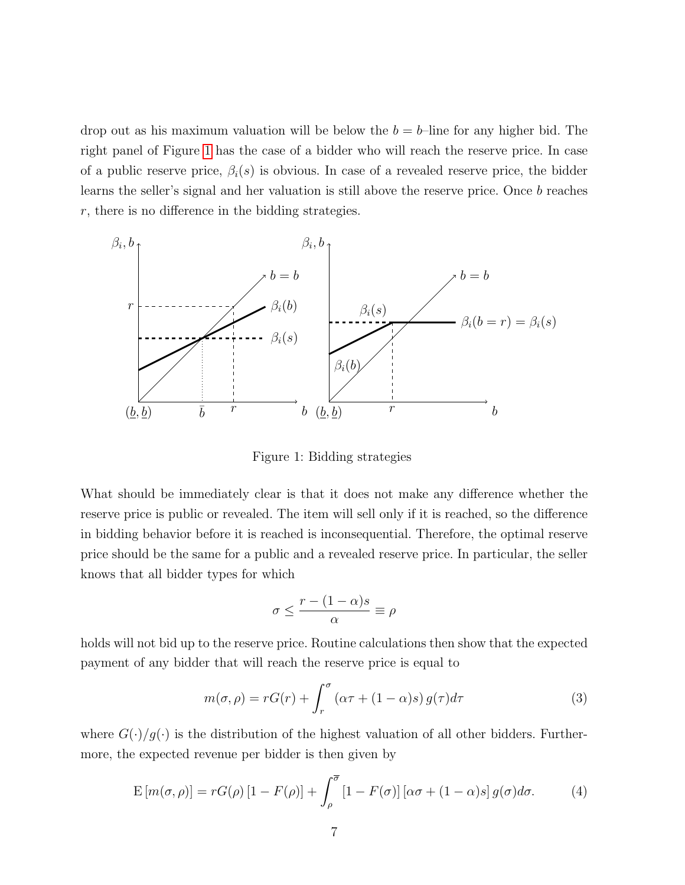drop out as his maximum valuation will be below the $b = b$–line for any higher bid. The right panel of Figure 1 has the case of a bidder who will reach the reserve price. In case of a public reserve price, $\beta_i(s)$ is obvious. In case of a revealed reserve price, the bidder learns the seller's signal and her valuation is still above the reserve price. Once $b$ reaches $r$, there is no difference in the bidding strategies.

Figure 1: Bidding strategies

What should be immediately clear is that it does not make any difference whether the reserve price is public or revealed. The item will sell only if it is reached, so the difference in bidding behavior before it is reached is inconsequential. Therefore, the optimal reserve price should be the same for a public and a revealed reserve price. In particular, the seller knows that all bidder types for which

$$\sigma \leq \frac{r - (1-\alpha)s}{\alpha} \equiv \rho$$

holds will not bid up to the reserve price. Routine calculations then show that the expected payment of any bidder that will reach the reserve price is equal to

$$m(\sigma, \rho) = rG(r) + \int_r^{\sigma} (\alpha\tau + (1-\alpha)s)\, g(\tau)d\tau \tag{3}$$

where $G(\cdot)/g(\cdot)$ is the distribution of the highest valuation of all other bidders. Furthermore, the expected revenue per bidder is then given by

$$\mathrm{E}\left[m(\sigma, \rho)\right] = rG(\rho)\left[1 - F(\rho)\right] + \int_{\rho}^{\overline{\sigma}} \left[1 - F(\sigma)\right]\left[\alpha\sigma + (1-\alpha)s\right] g(\sigma)d\sigma. \tag{4}$$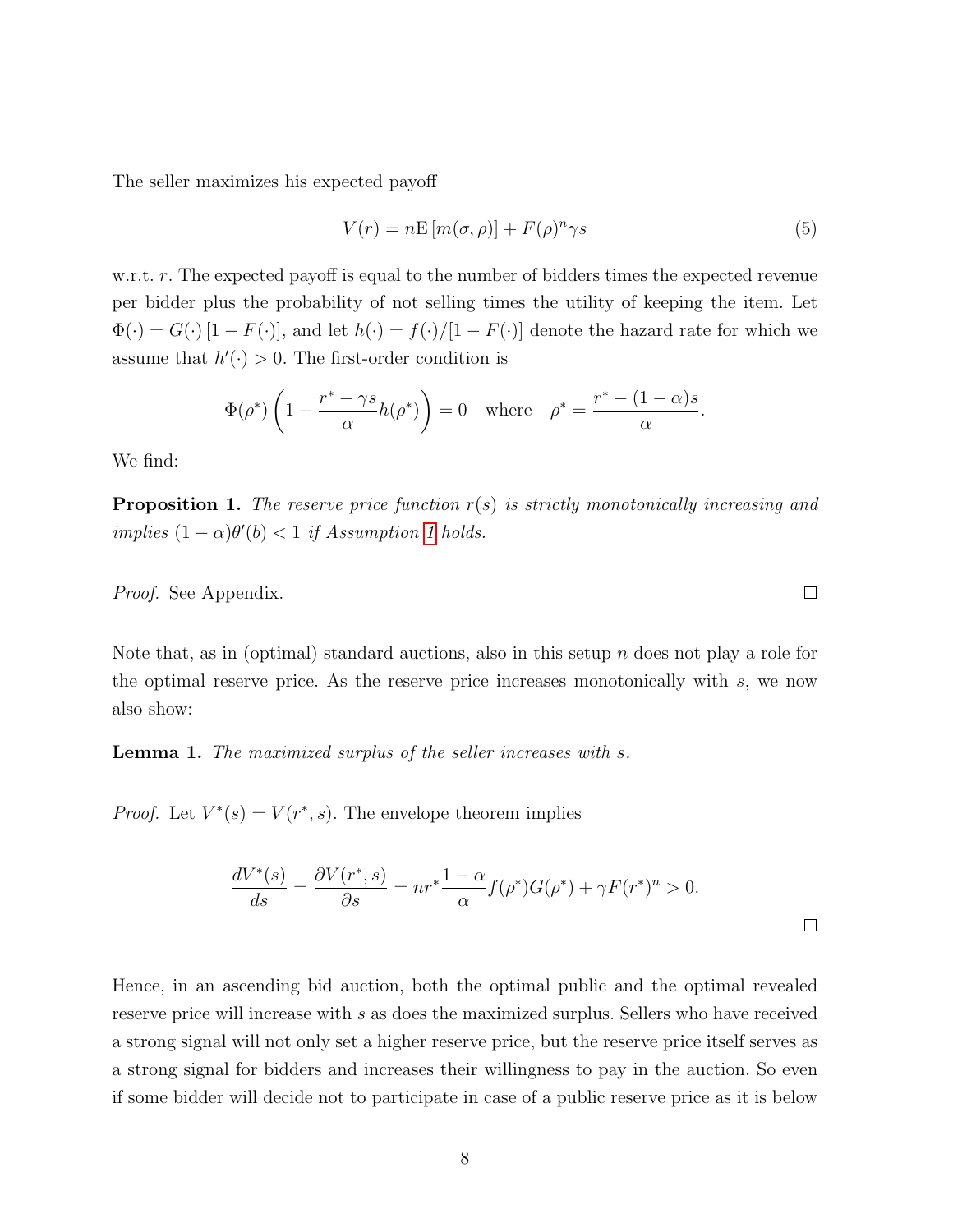The seller maximizes his expected payoff

$$V(r) = n\mathrm{E}\left[m(\sigma, \rho)\right] + F(\rho)^n \gamma s \tag{5}$$

w.r.t. $r$. The expected payoff is equal to the number of bidders times the expected revenue per bidder plus the probability of not selling times the utility of keeping the item. Let $\Phi(\cdot) = G(\cdot)\left[1 - F(\cdot)\right]$, and let $h(\cdot) = f(\cdot)/[1 - F(\cdot)]$ denote the hazard rate for which we assume that $h'(\cdot) > 0$. The first-order condition is

$$\Phi(\rho^*)\left(1 - \frac{r^* - \gamma s}{\alpha} h(\rho^*)\right) = 0 \quad \text{where} \quad \rho^* = \frac{r^* - (1-\alpha)s}{\alpha}.$$

We find:

**Proposition 1.** *The reserve price function $r(s)$ is strictly monotonically increasing and implies $(1-\alpha)\theta'(b) < 1$ if Assumption 1 holds.*

*Proof.* See Appendix. □

Note that, as in (optimal) standard auctions, also in this setup $n$ does not play a role for the optimal reserve price. As the reserve price increases monotonically with $s$, we now also show:

**Lemma 1.** *The maximized surplus of the seller increases with $s$.*

*Proof.* Let $V^*(s) = V(r^*, s)$. The envelope theorem implies

$$\frac{dV^*(s)}{ds} = \frac{\partial V(r^*, s)}{\partial s} = nr^* \frac{1-\alpha}{\alpha} f(\rho^*) G(\rho^*) + \gamma F(r^*)^n > 0.$$

□

Hence, in an ascending bid auction, both the optimal public and the optimal revealed reserve price will increase with $s$ as does the maximized surplus. Sellers who have received a strong signal will not only set a higher reserve price, but the reserve price itself serves as a strong signal for bidders and increases their willingness to pay in the auction. So even if some bidder will decide not to participate in case of a public reserve price as it is below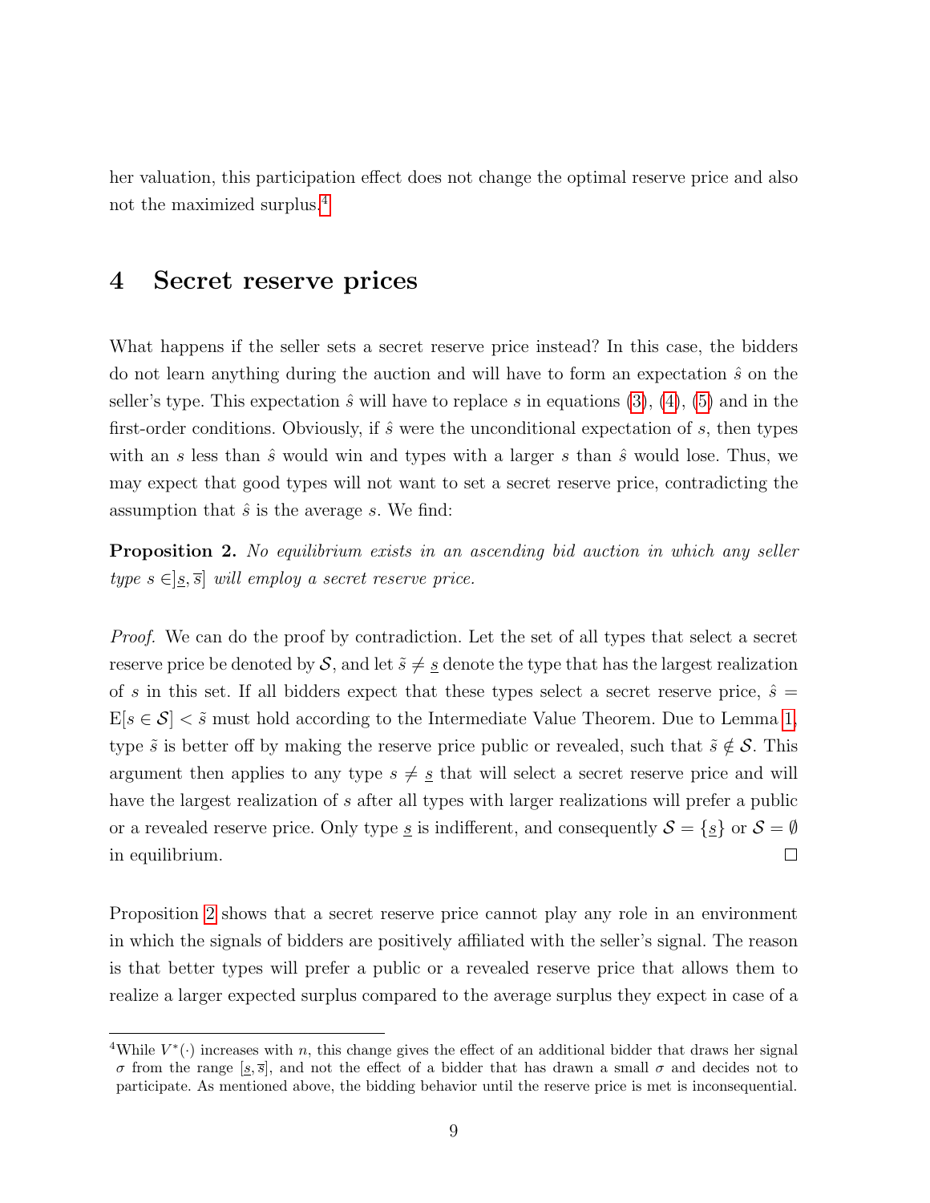her valuation, this participation effect does not change the optimal reserve price and also not the maximized surplus.[4]

## 4 Secret reserve prices

What happens if the seller sets a secret reserve price instead? In this case, the bidders do not learn anything during the auction and will have to form an expectation $\hat{s}$ on the seller's type. This expectation $\hat{s}$ will have to replace $s$ in equations (3), (4), (5) and in the first-order conditions. Obviously, if $\hat{s}$ were the unconditional expectation of $s$, then types with an $s$ less than $\hat{s}$ would win and types with a larger $s$ than $\hat{s}$ would lose. Thus, we may expect that good types will not want to set a secret reserve price, contradicting the assumption that $\hat{s}$ is the average $s$. We find:

**Proposition 2.** *No equilibrium exists in an ascending bid auction in which any seller type $s \in ]\underline{s}, \overline{s}]$ will employ a secret reserve price.*

*Proof.* We can do the proof by contradiction. Let the set of all types that select a secret reserve price be denoted by $\mathcal{S}$, and let $\tilde{s} \neq \underline{s}$ denote the type that has the largest realization of $s$ in this set. If all bidders expect that these types select a secret reserve price, $\hat{s} = \mathrm{E}[s \in \mathcal{S}] < \tilde{s}$ must hold according to the Intermediate Value Theorem. Due to Lemma 1, type $\tilde{s}$ is better off by making the reserve price public or revealed, such that $\tilde{s} \notin \mathcal{S}$. This argument then applies to any type $s \neq \underline{s}$ that will select a secret reserve price and will have the largest realization of $s$ after all types with larger realizations will prefer a public or a revealed reserve price. Only type $\underline{s}$ is indifferent, and consequently $\mathcal{S} = \{\underline{s}\}$ or $\mathcal{S} = \emptyset$ in equilibrium. □

Proposition 2 shows that a secret reserve price cannot play any role in an environment in which the signals of bidders are positively affiliated with the seller's signal. The reason is that better types will prefer a public or a revealed reserve price that allows them to realize a larger expected surplus compared to the average surplus they expect in case of a

[4] While $V^*(\cdot)$ increases with $n$, this change gives the effect of an additional bidder that draws her signal $\sigma$ from the range $[\underline{s}, \overline{s}]$, and not the effect of a bidder that has drawn a small $\sigma$ and decides not to participate. As mentioned above, the bidding behavior until the reserve price is met is inconsequential.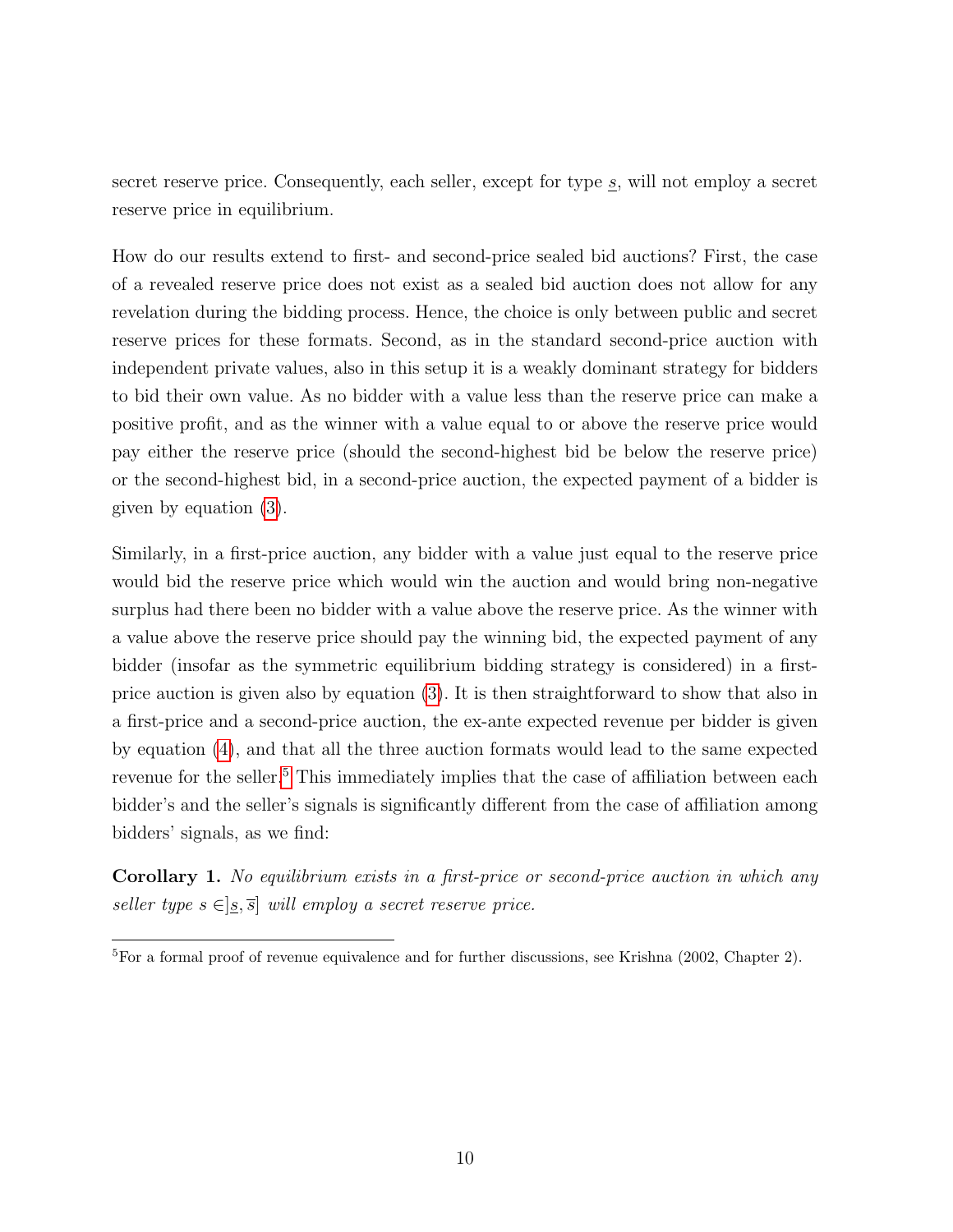secret reserve price. Consequently, each seller, except for type $\underline{s}$, will not employ a secret reserve price in equilibrium.

How do our results extend to first- and second-price sealed bid auctions? First, the case of a revealed reserve price does not exist as a sealed bid auction does not allow for any revelation during the bidding process. Hence, the choice is only between public and secret reserve prices for these formats. Second, as in the standard second-price auction with independent private values, also in this setup it is a weakly dominant strategy for bidders to bid their own value. As no bidder with a value less than the reserve price can make a positive profit, and as the winner with a value equal to or above the reserve price would pay either the reserve price (should the second-highest bid be below the reserve price) or the second-highest bid, in a second-price auction, the expected payment of a bidder is given by equation (3).

Similarly, in a first-price auction, any bidder with a value just equal to the reserve price would bid the reserve price which would win the auction and would bring non-negative surplus had there been no bidder with a value above the reserve price. As the winner with a value above the reserve price should pay the winning bid, the expected payment of any bidder (insofar as the symmetric equilibrium bidding strategy is considered) in a first-price auction is given also by equation (3). It is then straightforward to show that also in a first-price and a second-price auction, the ex-ante expected revenue per bidder is given by equation (4), and that all the three auction formats would lead to the same expected revenue for the seller.[5] This immediately implies that the case of affiliation between each bidder's and the seller's signals is significantly different from the case of affiliation among bidders' signals, as we find:

**Corollary 1.** *No equilibrium exists in a first-price or second-price auction in which any seller type* $s \in ]\underline{s}, \overline{s}]$ *will employ a secret reserve price.*

[5] For a formal proof of revenue equivalence and for further discussions, see Krishna (2002, Chapter 2).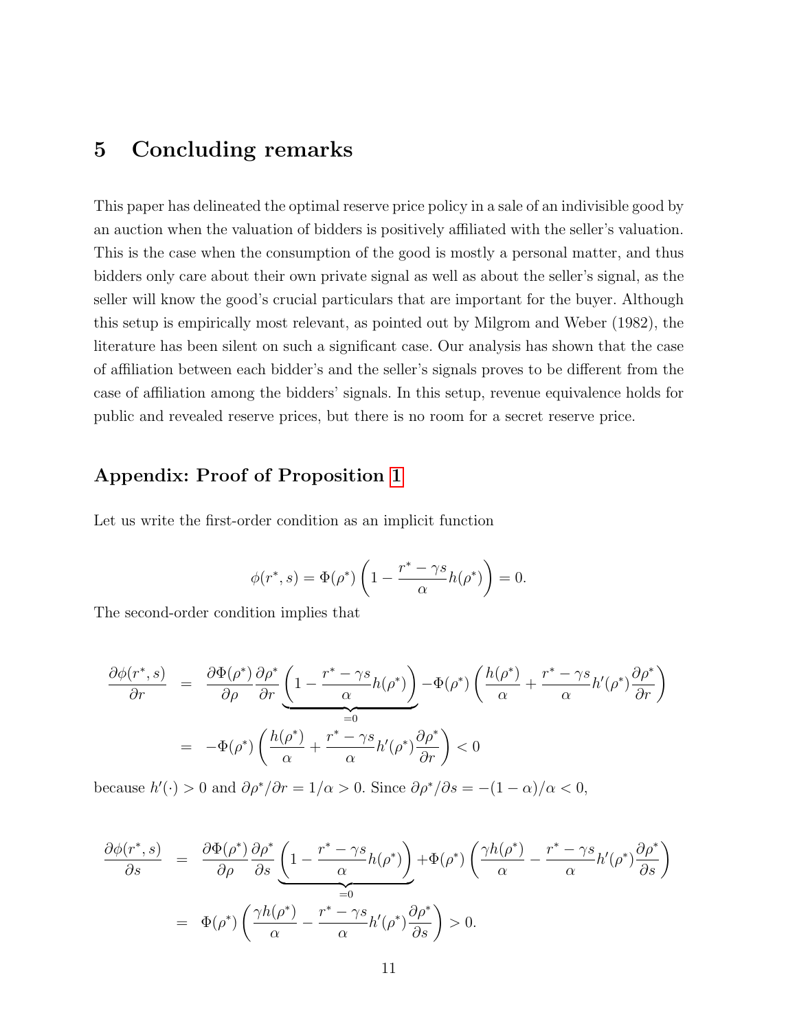# 5 Concluding remarks

This paper has delineated the optimal reserve price policy in a sale of an indivisible good by an auction when the valuation of bidders is positively affiliated with the seller's valuation. This is the case when the consumption of the good is mostly a personal matter, and thus bidders only care about their own private signal as well as about the seller's signal, as the seller will know the good's crucial particulars that are important for the buyer. Although this setup is empirically most relevant, as pointed out by Milgrom and Weber (1982), the literature has been silent on such a significant case. Our analysis has shown that the case of affiliation between each bidder's and the seller's signals proves to be different from the case of affiliation among the bidders' signals. In this setup, revenue equivalence holds for public and revealed reserve prices, but there is no room for a secret reserve price.

## Appendix: Proof of Proposition 1

Let us write the first-order condition as an implicit function

$$\phi(r^*, s) = \Phi(\rho^*)\left(1 - \frac{r^* - \gamma s}{\alpha}h(\rho^*)\right) = 0.$$

The second-order condition implies that

$$\begin{aligned}
\frac{\partial \phi(r^*, s)}{\partial r} &= \frac{\partial \Phi(\rho^*)}{\partial \rho}\frac{\partial \rho^*}{\partial r}\underbrace{\left(1 - \frac{r^* - \gamma s}{\alpha}h(\rho^*)\right)}_{=0} - \Phi(\rho^*)\left(\frac{h(\rho^*)}{\alpha} + \frac{r^* - \gamma s}{\alpha}h'(\rho^*)\frac{\partial \rho^*}{\partial r}\right) \\
&= -\Phi(\rho^*)\left(\frac{h(\rho^*)}{\alpha} + \frac{r^* - \gamma s}{\alpha}h'(\rho^*)\frac{\partial \rho^*}{\partial r}\right) < 0
\end{aligned}$$

because $h'(\cdot) > 0$ and $\partial \rho^*/\partial r = 1/\alpha > 0$. Since $\partial \rho^*/\partial s = -(1-\alpha)/\alpha < 0$,

$$\begin{aligned}
\frac{\partial \phi(r^*, s)}{\partial s} &= \frac{\partial \Phi(\rho^*)}{\partial \rho}\frac{\partial \rho^*}{\partial s}\underbrace{\left(1 - \frac{r^* - \gamma s}{\alpha}h(\rho^*)\right)}_{=0} + \Phi(\rho^*)\left(\frac{\gamma h(\rho^*)}{\alpha} - \frac{r^* - \gamma s}{\alpha}h'(\rho^*)\frac{\partial \rho^*}{\partial s}\right) \\
&= \Phi(\rho^*)\left(\frac{\gamma h(\rho^*)}{\alpha} - \frac{r^* - \gamma s}{\alpha}h'(\rho^*)\frac{\partial \rho^*}{\partial s}\right) > 0.
\end{aligned}$$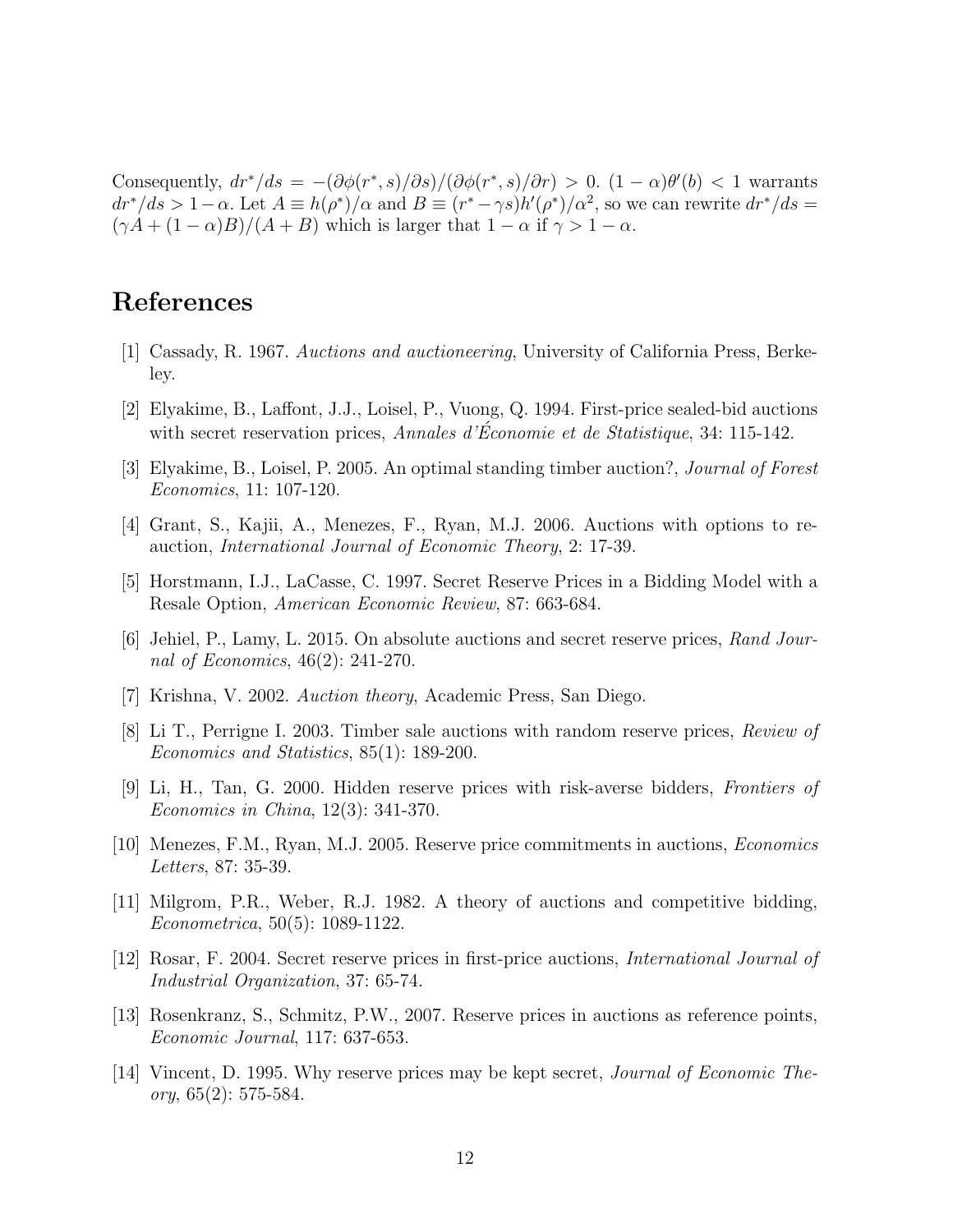Consequently, $dr^*/ds = -(\partial\phi(r^*,s)/\partial s)/(\partial\phi(r^*,s)/\partial r) > 0$. $(1-\alpha)\theta'(b) < 1$ warrants $dr^*/ds > 1-\alpha$. Let $A \equiv h(\rho^*)/\alpha$ and $B \equiv (r^* - \gamma s)h'(\rho^*)/\alpha^2$, so we can rewrite $dr^*/ds = (\gamma A + (1-\alpha)B)/(A+B)$ which is larger that $1-\alpha$ if $\gamma > 1-\alpha$.

# References

[1] Cassady, R. 1967. *Auctions and auctioneering*, University of California Press, Berkeley.

[2] Elyakime, B., Laffont, J.J., Loisel, P., Vuong, Q. 1994. First-price sealed-bid auctions with secret reservation prices, *Annales d'Économie et de Statistique*, 34: 115-142.

[3] Elyakime, B., Loisel, P. 2005. An optimal standing timber auction?, *Journal of Forest Economics*, 11: 107-120.

[4] Grant, S., Kajii, A., Menezes, F., Ryan, M.J. 2006. Auctions with options to re-auction, *International Journal of Economic Theory*, 2: 17-39.

[5] Horstmann, I.J., LaCasse, C. 1997. Secret Reserve Prices in a Bidding Model with a Resale Option, *American Economic Review*, 87: 663-684.

[6] Jehiel, P., Lamy, L. 2015. On absolute auctions and secret reserve prices, *Rand Journal of Economics*, 46(2): 241-270.

[7] Krishna, V. 2002. *Auction theory*, Academic Press, San Diego.

[8] Li T., Perrigne I. 2003. Timber sale auctions with random reserve prices, *Review of Economics and Statistics*, 85(1): 189-200.

[9] Li, H., Tan, G. 2000. Hidden reserve prices with risk-averse bidders, *Frontiers of Economics in China*, 12(3): 341-370.

[10] Menezes, F.M., Ryan, M.J. 2005. Reserve price commitments in auctions, *Economics Letters*, 87: 35-39.

[11] Milgrom, P.R., Weber, R.J. 1982. A theory of auctions and competitive bidding, *Econometrica*, 50(5): 1089-1122.

[12] Rosar, F. 2004. Secret reserve prices in first-price auctions, *International Journal of Industrial Organization*, 37: 65-74.

[13] Rosenkranz, S., Schmitz, P.W., 2007. Reserve prices in auctions as reference points, *Economic Journal*, 117: 637-653.

[14] Vincent, D. 1995. Why reserve prices may be kept secret, *Journal of Economic Theory*, 65(2): 575-584.